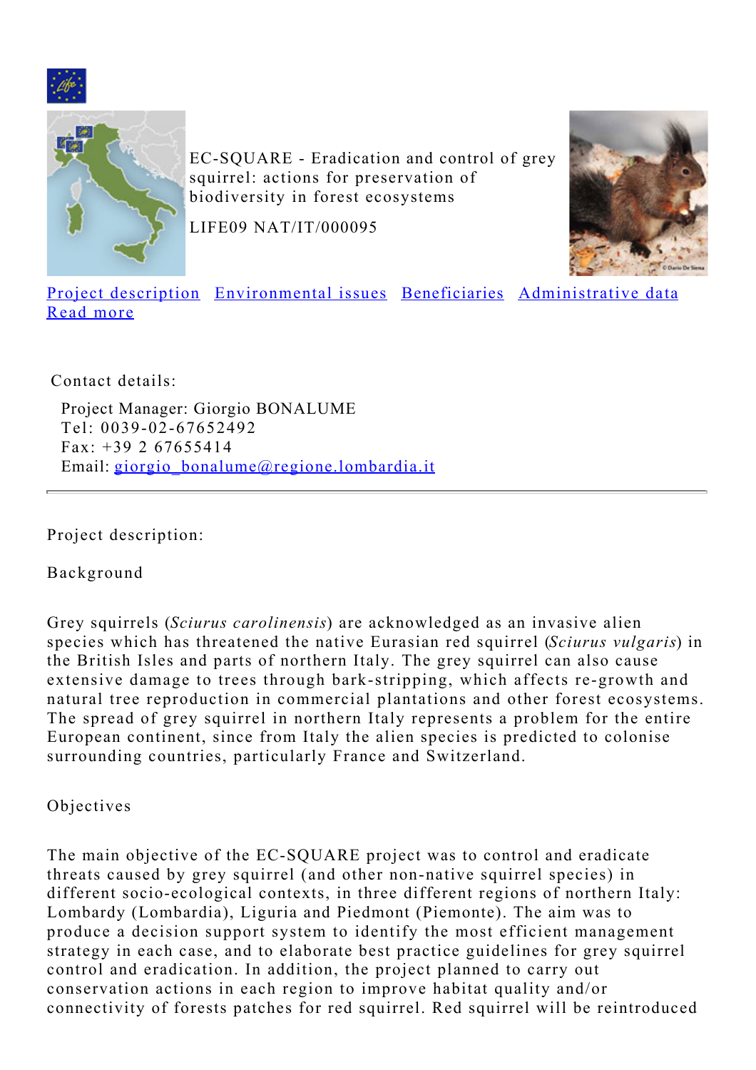EC-SQUARE - Eradication and control of grey squirrel: actions for preservation of biodiversity in forest ecosystems

LIFE09 NAT/IT/000095

[Project description](#) [Environmental issues](#) [Beneficiaries](#) [Administrative data](#) [Read more](#)

Contact details:

Project Manager: Giorgio BONALUME
Tel: 0039-02-67652492
Fax: +39 2 67655414
Email: giorgio_bonalume@regione.lombardia.it

---

Project description:

Background

Grey squirrels (*Sciurus carolinensis*) are acknowledged as an invasive alien species which has threatened the native Eurasian red squirrel (*Sciurus vulgaris*) in the British Isles and parts of northern Italy. The grey squirrel can also cause extensive damage to trees through bark-stripping, which affects re-growth and natural tree reproduction in commercial plantations and other forest ecosystems. The spread of grey squirrel in northern Italy represents a problem for the entire European continent, since from Italy the alien species is predicted to colonise surrounding countries, particularly France and Switzerland.

Objectives

The main objective of the EC-SQUARE project was to control and eradicate threats caused by grey squirrel (and other non-native squirrel species) in different socio-ecological contexts, in three different regions of northern Italy: Lombardy (Lombardia), Liguria and Piedmont (Piemonte). The aim was to produce a decision support system to identify the most efficient management strategy in each case, and to elaborate best practice guidelines for grey squirrel control and eradication. In addition, the project planned to carry out conservation actions in each region to improve habitat quality and/or connectivity of forests patches for red squirrel. Red squirrel will be reintroduced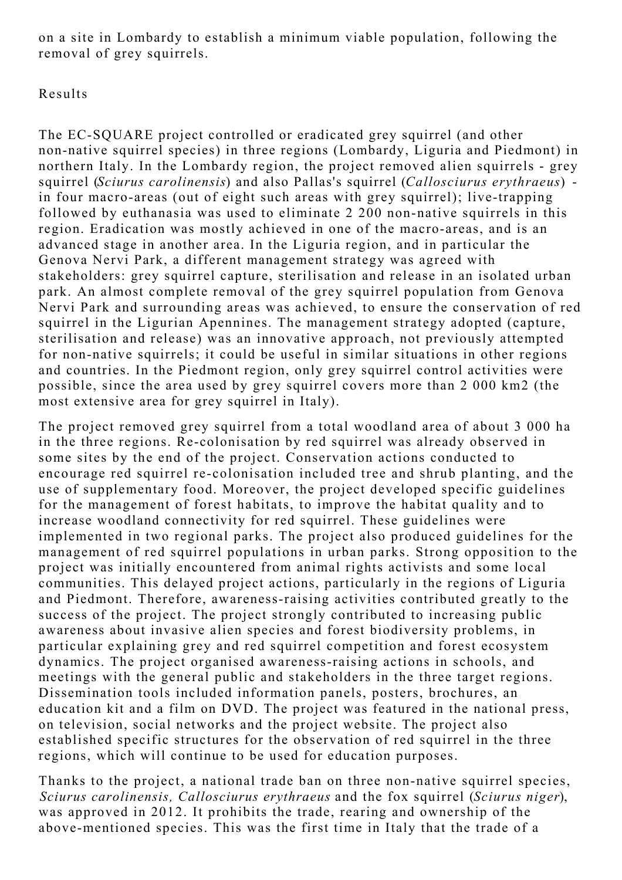on a site in Lombardy to establish a minimum viable population, following the removal of grey squirrels.

## Results

The EC-SQUARE project controlled or eradicated grey squirrel (and other non-native squirrel species) in three regions (Lombardy, Liguria and Piedmont) in northern Italy. In the Lombardy region, the project removed alien squirrels - grey squirrel (*Sciurus carolinensis*) and also Pallas's squirrel (*Callosciurus erythraeus*) - in four macro-areas (out of eight such areas with grey squirrel); live-trapping followed by euthanasia was used to eliminate 2 200 non-native squirrels in this region. Eradication was mostly achieved in one of the macro-areas, and is an advanced stage in another area. In the Liguria region, and in particular the Genova Nervi Park, a different management strategy was agreed with stakeholders: grey squirrel capture, sterilisation and release in an isolated urban park. An almost complete removal of the grey squirrel population from Genova Nervi Park and surrounding areas was achieved, to ensure the conservation of red squirrel in the Ligurian Apennines. The management strategy adopted (capture, sterilisation and release) was an innovative approach, not previously attempted for non-native squirrels; it could be useful in similar situations in other regions and countries. In the Piedmont region, only grey squirrel control activities were possible, since the area used by grey squirrel covers more than 2 000 km2 (the most extensive area for grey squirrel in Italy).

The project removed grey squirrel from a total woodland area of about 3 000 ha in the three regions. Re-colonisation by red squirrel was already observed in some sites by the end of the project. Conservation actions conducted to encourage red squirrel re-colonisation included tree and shrub planting, and the use of supplementary food. Moreover, the project developed specific guidelines for the management of forest habitats, to improve the habitat quality and to increase woodland connectivity for red squirrel. These guidelines were implemented in two regional parks. The project also produced guidelines for the management of red squirrel populations in urban parks. Strong opposition to the project was initially encountered from animal rights activists and some local communities. This delayed project actions, particularly in the regions of Liguria and Piedmont. Therefore, awareness-raising activities contributed greatly to the success of the project. The project strongly contributed to increasing public awareness about invasive alien species and forest biodiversity problems, in particular explaining grey and red squirrel competition and forest ecosystem dynamics. The project organised awareness-raising actions in schools, and meetings with the general public and stakeholders in the three target regions. Dissemination tools included information panels, posters, brochures, an education kit and a film on DVD. The project was featured in the national press, on television, social networks and the project website. The project also established specific structures for the observation of red squirrel in the three regions, which will continue to be used for education purposes.

Thanks to the project, a national trade ban on three non-native squirrel species, *Sciurus carolinensis, Callosciurus erythraeus* and the fox squirrel (*Sciurus niger*), was approved in 2012. It prohibits the trade, rearing and ownership of the above-mentioned species. This was the first time in Italy that the trade of a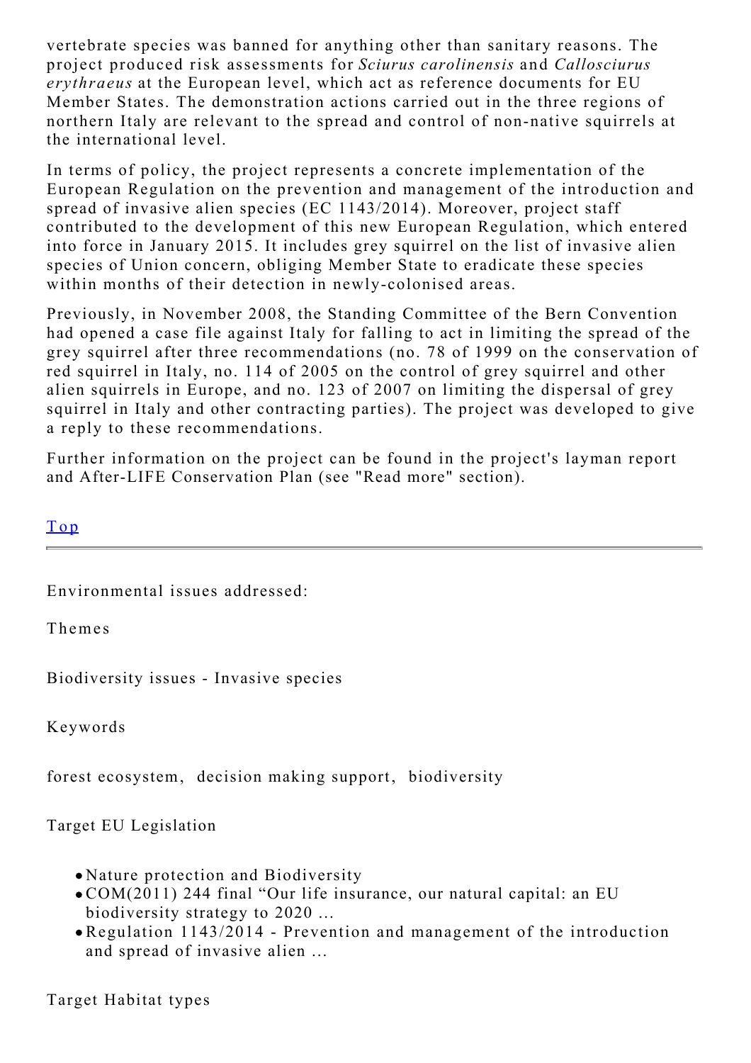vertebrate species was banned for anything other than sanitary reasons. The project produced risk assessments for *Sciurus carolinensis* and *Callosciurus erythraeus* at the European level, which act as reference documents for EU Member States. The demonstration actions carried out in the three regions of northern Italy are relevant to the spread and control of non-native squirrels at the international level.

In terms of policy, the project represents a concrete implementation of the European Regulation on the prevention and management of the introduction and spread of invasive alien species (EC 1143/2014). Moreover, project staff contributed to the development of this new European Regulation, which entered into force in January 2015. It includes grey squirrel on the list of invasive alien species of Union concern, obliging Member State to eradicate these species within months of their detection in newly-colonised areas.

Previously, in November 2008, the Standing Committee of the Bern Convention had opened a case file against Italy for falling to act in limiting the spread of the grey squirrel after three recommendations (no. 78 of 1999 on the conservation of red squirrel in Italy, no. 114 of 2005 on the control of grey squirrel and other alien squirrels in Europe, and no. 123 of 2007 on limiting the dispersal of grey squirrel in Italy and other contracting parties). The project was developed to give a reply to these recommendations.

Further information on the project can be found in the project's layman report and After-LIFE Conservation Plan (see "Read more" section).

Top

---

Environmental issues addressed:

Themes

Biodiversity issues - Invasive species

Keywords

forest ecosystem, decision making support, biodiversity

Target EU Legislation

- Nature protection and Biodiversity
- COM(2011) 244 final “Our life insurance, our natural capital: an EU biodiversity strategy to 2020 ...
- Regulation 1143/2014 - Prevention and management of the introduction and spread of invasive alien ...

Target Habitat types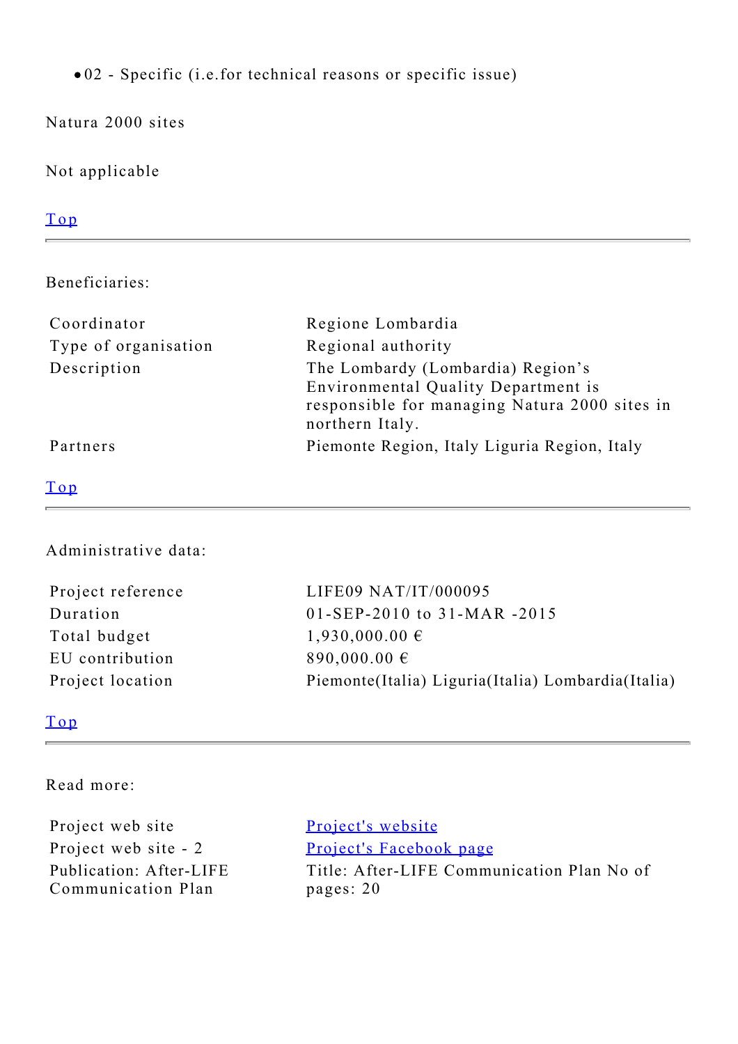- 02 - Specific (i.e.for technical reasons or specific issue)

Natura 2000 sites

Not applicable

[Top]

---

Beneficiaries:

| | |
|---|---|
| Coordinator | Regione Lombardia |
| Type of organisation | Regional authority |
| Description | The Lombardy (Lombardia) Region's Environmental Quality Department is responsible for managing Natura 2000 sites in northern Italy. |
| Partners | Piemonte Region, Italy Liguria Region, Italy |

[Top]

---

Administrative data:

| | |
|---|---|
| Project reference | LIFE09 NAT/IT/000095 |
| Duration | 01-SEP-2010 to 31-MAR -2015 |
| Total budget | 1,930,000.00 € |
| EU contribution | 890,000.00 € |
| Project location | Piemonte(Italia) Liguria(Italia) Lombardia(Italia) |

[Top]

---

Read more:

| | |
|---|---|
| Project web site | [Project's website] |
| Project web site - 2 | [Project's Facebook page] |
| Publication: After-LIFE Communication Plan | Title: After-LIFE Communication Plan No of pages: 20 |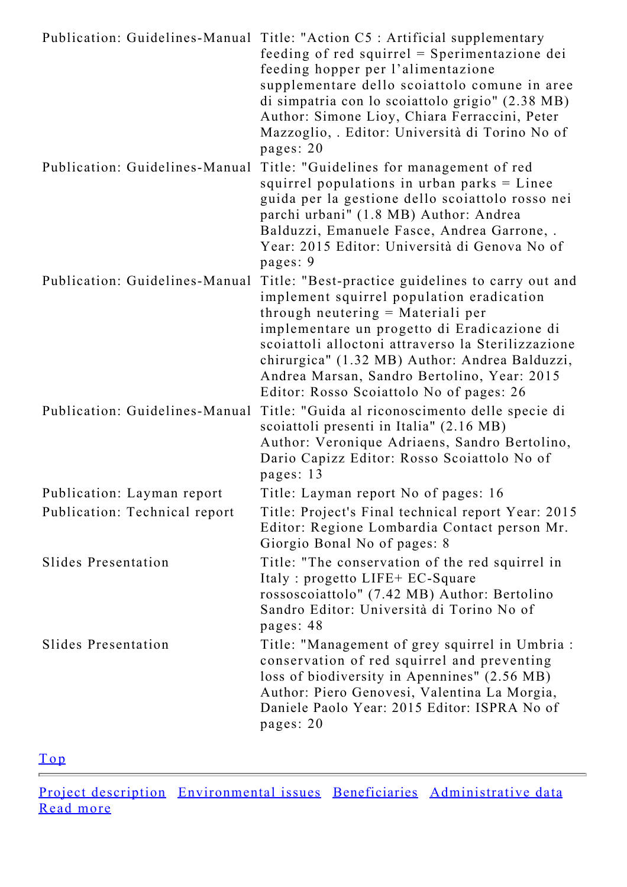| | |
|---|---|
| Publication: Guidelines-Manual | Title: "Action C5 : Artificial supplementary feeding of red squirrel = Sperimentazione dei feeding hopper per l'alimentazione supplementare dello scoiattolo comune in aree di simpatria con lo scoiattolo grigio" (2.38 MB) Author: Simone Lioy, Chiara Ferraccini, Peter Mazzoglio, . Editor: Università di Torino No of pages: 20 |
| Publication: Guidelines-Manual | Title: "Guidelines for management of red squirrel populations in urban parks = Linee guida per la gestione dello scoiattolo rosso nei parchi urbani" (1.8 MB) Author: Andrea Balduzzi, Emanuele Fasce, Andrea Garrone, . Year: 2015 Editor: Università di Genova No of pages: 9 |
| Publication: Guidelines-Manual | Title: "Best-practice guidelines to carry out and implement squirrel population eradication through neutering = Materiali per implementare un progetto di Eradicazione di scoiattoli alloctoni attraverso la Sterilizzazione chirurgica" (1.32 MB) Author: Andrea Balduzzi, Andrea Marsan, Sandro Bertolino, Year: 2015 Editor: Rosso Scoiattolo No of pages: 26 |
| Publication: Guidelines-Manual | Title: "Guida al riconoscimento delle specie di scoiattoli presenti in Italia" (2.16 MB) Author: Veronique Adriaens, Sandro Bertolino, Dario Capizz Editor: Rosso Scoiattolo No of pages: 13 |
| Publication: Layman report | Title: Layman report No of pages: 16 |
| Publication: Technical report | Title: Project's Final technical report Year: 2015 Editor: Regione Lombardia Contact person Mr. Giorgio Bonal No of pages: 8 |
| Slides Presentation | Title: "The conservation of the red squirrel in Italy : progetto LIFE+ EC-Square rossoscoiattolo" (7.42 MB) Author: Bertolino Sandro Editor: Università di Torino No of pages: 48 |
| Slides Presentation | Title: "Management of grey squirrel in Umbria : conservation of red squirrel and preventing loss of biodiversity in Apennines" (2.56 MB) Author: Piero Genovesi, Valentina La Morgia, Daniele Paolo Year: 2015 Editor: ISPRA No of pages: 20 |

Top

---

Project description   Environmental issues   Beneficiaries   Administrative data   Read more